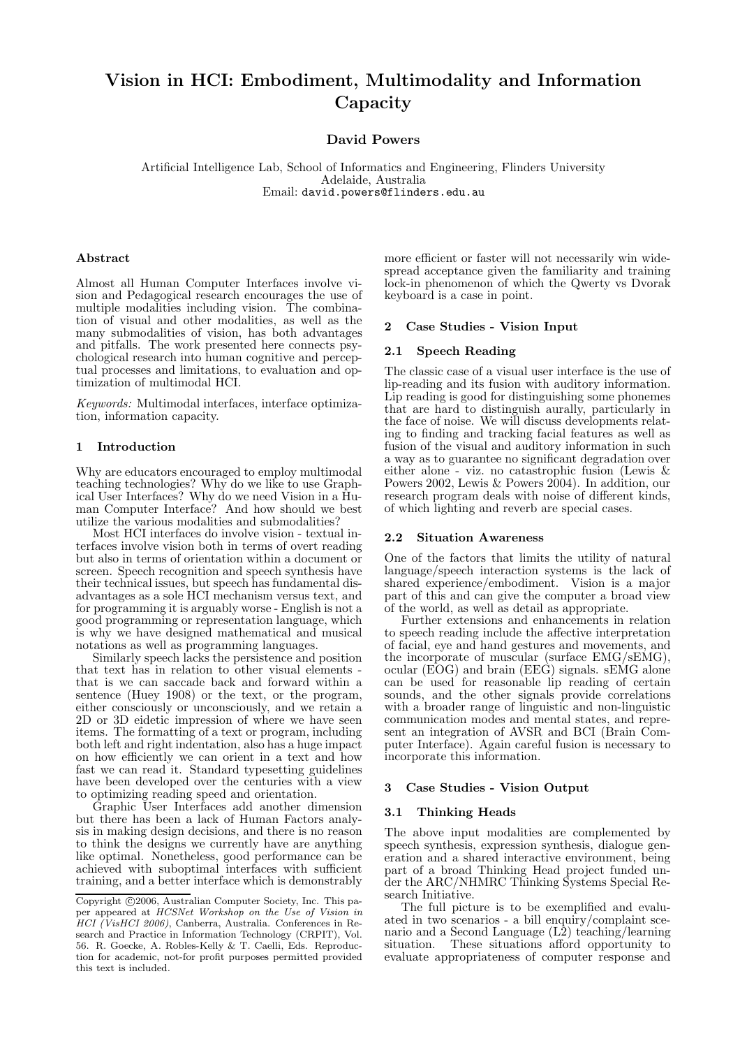# Vision in HCI: Embodiment, Multimodality and Information Capacity

**David Powers**

Artificial Intelligence Lab, School of Informatics and Engineering, Flinders University
Adelaide, Australia
Email: david.powers@flinders.edu.au

#### Abstract

Almost all Human Computer Interfaces involve vision and Pedagogical research encourages the use of multiple modalities including vision. The combination of visual and other modalities, as well as the many submodalities of vision, has both advantages and pitfalls. The work presented here connects psychological research into human cognitive and perceptual processes and limitations, to evaluation and optimization of multimodal HCI.

*Keywords:* Multimodal interfaces, interface optimization, information capacity.

## 1 Introduction

Why are educators encouraged to employ multimodal teaching technologies? Why do we like to use Graphical User Interfaces? Why do we need Vision in a Human Computer Interface? And how should we best utilize the various modalities and submodalities?

Most HCI interfaces do involve vision - textual interfaces involve vision both in terms of overt reading but also in terms of orientation within a document or screen. Speech recognition and speech synthesis have their technical issues, but speech has fundamental disadvantages as a sole HCI mechanism versus text, and for programming it is arguably worse - English is not a good programming or representation language, which is why we have designed mathematical and musical notations as well as programming languages.

Similarly speech lacks the persistence and position that text has in relation to other visual elements - that is we can saccade back and forward within a sentence (Huey 1908) or the text, or the program, either consciously or unconsciously, and we retain a 2D or 3D eidetic impression of where we have seen items. The formatting of a text or program, including both left and right indentation, also has a huge impact on how efficiently we can orient in a text and how fast we can read it. Standard typesetting guidelines have been developed over the centuries with a view to optimizing reading speed and orientation.

Graphic User Interfaces add another dimension but there has been a lack of Human Factors analysis in making design decisions, and there is no reason to think the designs we currently have are anything like optimal. Nonetheless, good performance can be achieved with suboptimal interfaces with sufficient training, and a better interface which is demonstrably more efficient or faster will not necessarily win widespread acceptance given the familiarity and training lock-in phenomenon of which the Qwerty vs Dvorak keyboard is a case in point.

Copyright ©2006, Australian Computer Society, Inc. This paper appeared at *HCSNet Workshop on the Use of Vision in HCI (VisHCI 2006)*, Canberra, Australia. Conferences in Research and Practice in Information Technology (CRPIT), Vol. 56. R. Goecke, A. Robles-Kelly & T. Caelli, Eds. Reproduction for academic, not-for profit purposes permitted provided this text is included.

## 2 Case Studies - Vision Input

### 2.1 Speech Reading

The classic case of a visual user interface is the use of lip-reading and its fusion with auditory information. Lip reading is good for distinguishing some phonemes that are hard to distinguish aurally, particularly in the face of noise. We will discuss developments relating to finding and tracking facial features as well as fusion of the visual and auditory information in such a way as to guarantee no significant degradation over either alone - viz. no catastrophic fusion (Lewis & Powers 2002, Lewis & Powers 2004). In addition, our research program deals with noise of different kinds, of which lighting and reverb are special cases.

### 2.2 Situation Awareness

One of the factors that limits the utility of natural language/speech interaction systems is the lack of shared experience/embodiment. Vision is a major part of this and can give the computer a broad view of the world, as well as detail as appropriate.

Further extensions and enhancements in relation to speech reading include the affective interpretation of facial, eye and hand gestures and movements, and the incorporate of muscular (surface EMG/sEMG), ocular (EOG) and brain (EEG) signals. sEMG alone can be used for reasonable lip reading of certain sounds, and the other signals provide correlations with a broader range of linguistic and non-linguistic communication modes and mental states, and represent an integration of AVSR and BCI (Brain Computer Interface). Again careful fusion is necessary to incorporate this information.

## 3 Case Studies - Vision Output

### 3.1 Thinking Heads

The above input modalities are complemented by speech synthesis, expression synthesis, dialogue generation and a shared interactive environment, being part of a broad Thinking Head project funded under the ARC/NHMRC Thinking Systems Special Research Initiative.

The full picture is to be exemplified and evaluated in two scenarios - a bill enquiry/complaint scenario and a Second Language (L2) teaching/learning situation. These situations afford opportunity to evaluate appropriateness of computer response and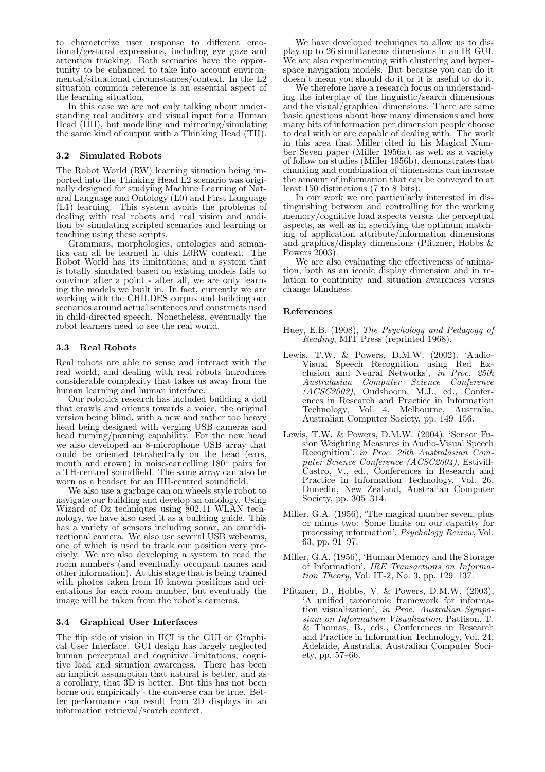to characterize user response to different emotional/gestural expressions, including eye gaze and attention tracking. Both scenarios have the opportunity to be enhanced to take into account environmental/situational circumstances/context. In the L2 situation common reference is an essential aspect of the learning situation.

In this case we are not only talking about understanding real auditory and visual input for a Human Head (HH), but modelling and mirroring/simulating the same kind of output with a Thinking Head (TH).

### 3.2 Simulated Robots

The Robot World (RW) learning situation being imported into the Thinking Head L2 scenario was originally designed for studying Machine Learning of Natural Language and Ontology (L0) and First Language (L1) learning. This system avoids the problems of dealing with real robots and real vision and audition by simulating scripted scenarios and learning or teaching using these scripts.

Grammars, morphologies, ontologies and semantics can all be learned in this L0RW context. The Robot World has its limitations, and a system that is totally simulated based on existing models fails to convince after a point - after all, we are only learning the models we built in. In fact, currently we are working with the CHILDES corpus and building our scenarios around actual sentences and constructs used in child-directed speech. Nonetheless, eventually the robot learners need to see the real world.

### 3.3 Real Robots

Real robots are able to sense and interact with the real world, and dealing with real robots introduces considerable complexity that takes us away from the human learning and human interface.

Our robotics research has included building a doll that crawls and orients towards a voice, the original version being blind, with a new and rather too heavy head being designed with verging USB cameras and head turning/panning capability. For the new head we also developed an 8-microphone USB array that could be oriented tetrahedrally on the head (ears, mouth and crown) in noise-cancelling 180° pairs for a TH-centred soundfield. The same array can also be worn as a headset for an HH-centred soundfield.

We also use a garbage can on wheels style robot to navigate our building and develop an ontology. Using Wizard of Oz techniques using 802.11 WLAN technology, we have also used it as a building guide. This has a variety of sensors including sonar, an omnidirectional camera. We also use several USB webcams, one of which is used to track our position very precisely. We are also developing a system to read the room numbers (and eventually occupant names and other information). At this stage that is being trained with photos taken from 10 known positions and orientations for each room number, but eventually the image will be taken from the robot's cameras.

### 3.4 Graphical User Interfaces

The flip side of vision in HCI is the GUI or Graphical User Interface. GUI design has largely neglected human perceptual and cognitive limitations, cognitive load and situation awareness. There has been an implicit assumption that natural is better, and as a corollary, that 3D is better. But this has not been borne out empirically - the converse can be true. Better performance can result from 2D displays in an information retrieval/search context.

We have developed techniques to allow us to display up to 26 simultaneous dimensions in an IR GUI. We are also experimenting with clustering and hyperspace navigation models. But because you can do it doesn't mean you should do it or it is useful to do it.

We therefore have a research focus on understanding the interplay of the linguistic/search dimensions and the visual/graphical dimensions. There are same basic questions about how many dimensions and how many bits of information per dimension people choose to deal with or are capable of dealing with. The work in this area that Miller cited in his Magical Number Seven paper (Miller 1956a), as well as a variety of follow on studies (Miller 1956b), demonstrates that chunking and combination of dimensions can increase the amount of information that can be conveyed to at least 150 distinctions (7 to 8 bits).

In our work we are particularly interested in distinguishing between and controlling for the working memory/cognitive load aspects versus the perceptual aspects, as well as in specifying the optimum matching of application attribute/information dimensions and graphics/display dimensions (Pfitzner, Hobbs & Powers 2003).

We are also evaluating the effectiveness of animation, both as an iconic display dimension and in relation to continuity and situation awareness versus change blindness.

## References

Huey, E.B. (1908), *The Psychology and Pedagogy of Reading*, MIT Press (reprinted 1968).

Lewis, T.W. & Powers, D.M.W. (2002). 'Audio-Visual Speech Recognition using Red Exclusion and Neural Networks', *in Proc. 25th Australasian Computer Science Conference (ACSC2002)*, Oudshoorn, M.J., ed., Conferences in Research and Practice in Information Technology, Vol. 4, Melbourne, Australia, Australian Computer Society, pp. 149–156.

Lewis, T.W. & Powers, D.M.W. (2004). 'Sensor Fusion Weighting Measures in Audio-Visual Speech Recognition', *in Proc. 26th Australasian Computer Science Conference (ACSC2004)*, Estivill-Castro, V., ed., Conferences in Research and Practice in Information Technology, Vol. 26, Dunedin, New Zealand, Australian Computer Society, pp. 305–314.

Miller, G.A. (1956), 'The magical number seven, plus or minus two: Some limits on our capacity for processing information', *Psychology Review*, Vol. 63, pp. 91–97.

Miller, G.A. (1956), 'Human Memory and the Storage of Information', *IRE Transactions on Information Theory*, Vol. IT-2, No. 3, pp. 129–137.

Pfitzner, D., Hobbs, V. & Powers, D.M.W. (2003), 'A unified taxonomic framework for information visualization', *in Proc. Australian Symposium on Information Visualization*, Pattison, T. & Thomas, B., eds., Conferences in Research and Practice in Information Technology, Vol. 24, Adelaide, Australia, Australian Computer Society, pp. 57–66.